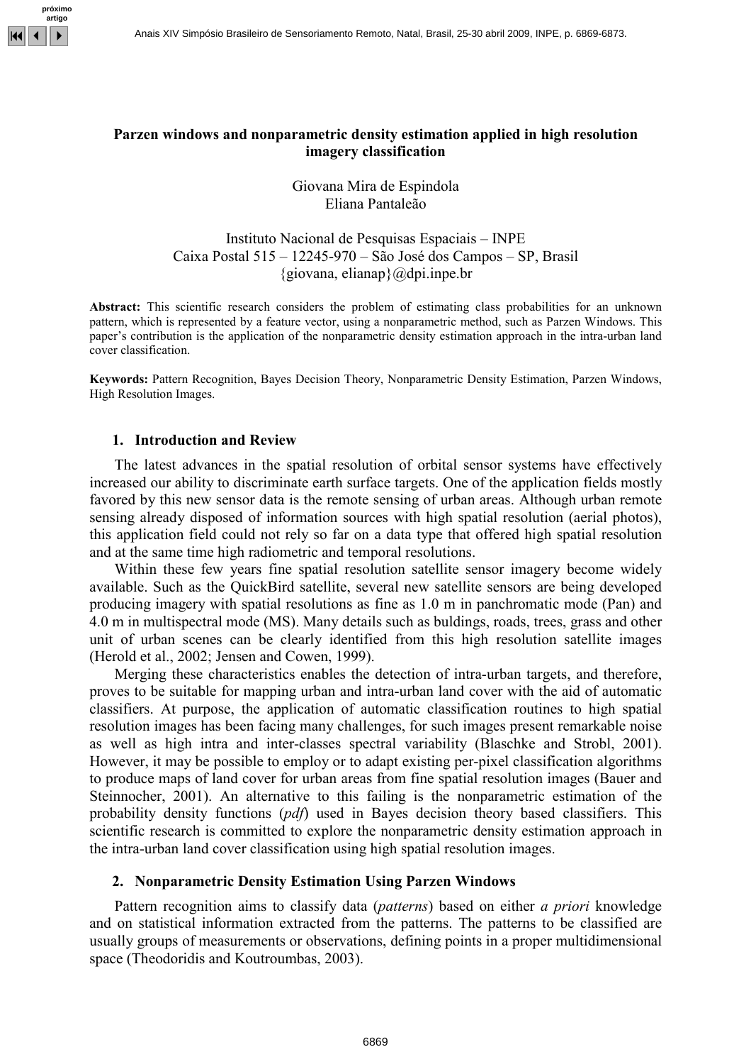# Parzen windows and nonparametric density estimation applied in high resolution imagery classification

Giovana Mira de Espindola
Eliana Pantaleão

Instituto Nacional de Pesquisas Espaciais – INPE
Caixa Postal 515 – 12245-970 – São José dos Campos – SP, Brasil
{giovana, elianap}@dpi.inpe.br

**Abstract:** This scientific research considers the problem of estimating class probabilities for an unknown pattern, which is represented by a feature vector, using a nonparametric method, such as Parzen Windows. This paper's contribution is the application of the nonparametric density estimation approach in the intra-urban land cover classification.

**Keywords:** Pattern Recognition, Bayes Decision Theory, Nonparametric Density Estimation, Parzen Windows, High Resolution Images.

## 1. Introduction and Review

The latest advances in the spatial resolution of orbital sensor systems have effectively increased our ability to discriminate earth surface targets. One of the application fields mostly favored by this new sensor data is the remote sensing of urban areas. Although urban remote sensing already disposed of information sources with high spatial resolution (aerial photos), this application field could not rely so far on a data type that offered high spatial resolution and at the same time high radiometric and temporal resolutions.

Within these few years fine spatial resolution satellite sensor imagery become widely available. Such as the QuickBird satellite, several new satellite sensors are being developed producing imagery with spatial resolutions as fine as 1.0 m in panchromatic mode (Pan) and 4.0 m in multispectral mode (MS). Many details such as buldings, roads, trees, grass and other unit of urban scenes can be clearly identified from this high resolution satellite images (Herold et al., 2002; Jensen and Cowen, 1999).

Merging these characteristics enables the detection of intra-urban targets, and therefore, proves to be suitable for mapping urban and intra-urban land cover with the aid of automatic classifiers. At purpose, the application of automatic classification routines to high spatial resolution images has been facing many challenges, for such images present remarkable noise as well as high intra and inter-classes spectral variability (Blaschke and Strobl, 2001). However, it may be possible to employ or to adapt existing per-pixel classification algorithms to produce maps of land cover for urban areas from fine spatial resolution images (Bauer and Steinnocher, 2001). An alternative to this failing is the nonparametric estimation of the probability density functions (*pdf*) used in Bayes decision theory based classifiers. This scientific research is committed to explore the nonparametric density estimation approach in the intra-urban land cover classification using high spatial resolution images.

## 2. Nonparametric Density Estimation Using Parzen Windows

Pattern recognition aims to classify data (*patterns*) based on either *a priori* knowledge and on statistical information extracted from the patterns. The patterns to be classified are usually groups of measurements or observations, defining points in a proper multidimensional space (Theodoridis and Koutroumbas, 2003).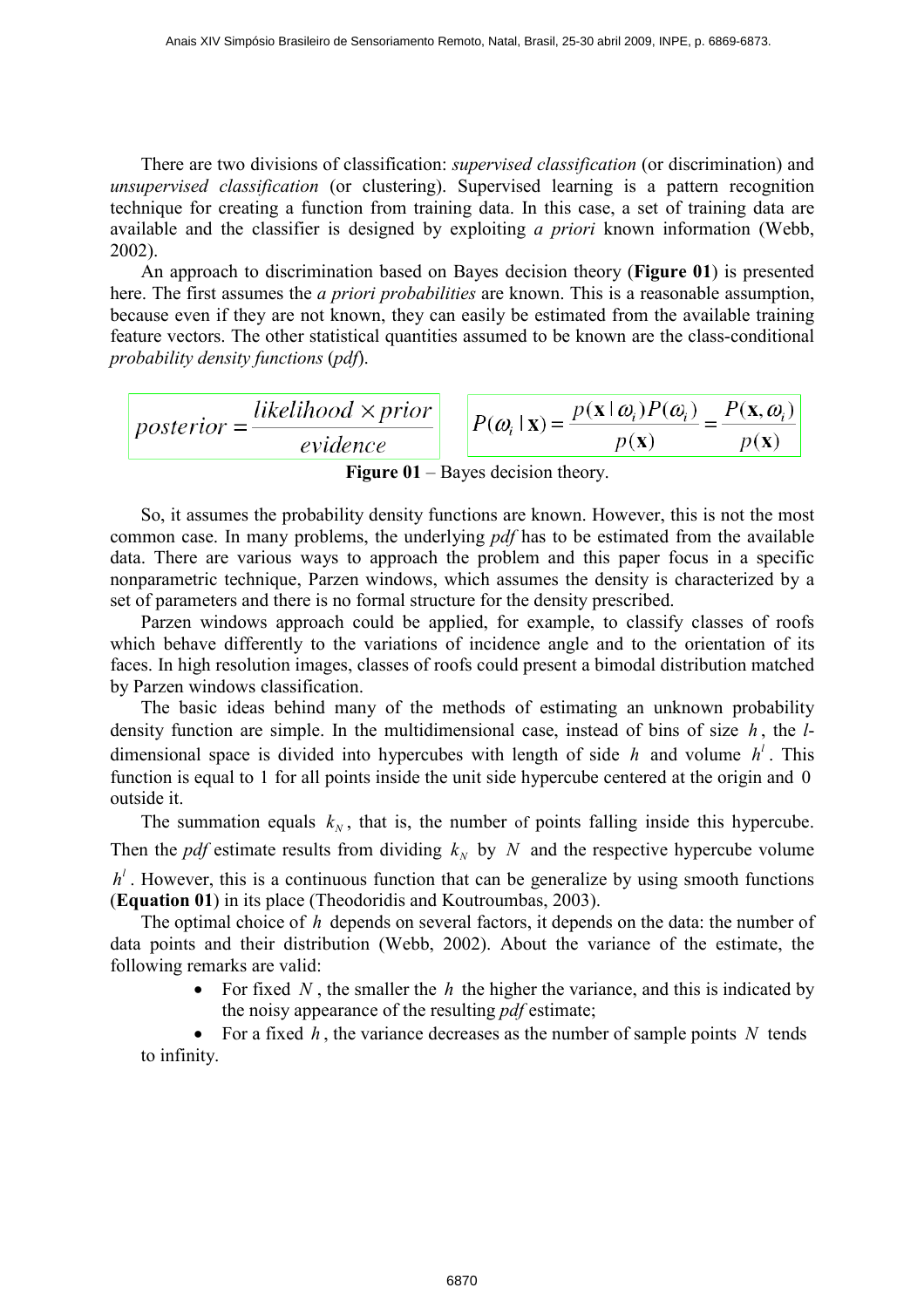There are two divisions of classification: *supervised classification* (or discrimination) and *unsupervised classification* (or clustering). Supervised learning is a pattern recognition technique for creating a function from training data. In this case, a set of training data are available and the classifier is designed by exploiting *a priori* known information (Webb, 2002).

An approach to discrimination based on Bayes decision theory (**Figure 01**) is presented here. The first assumes the *a priori probabilities* are known. This is a reasonable assumption, because even if they are not known, they can easily be estimated from the available training feature vectors. The other statistical quantities assumed to be known are the class-conditional *probability density functions* (*pdf*).

$$posterior = \frac{likelihood \times prior}{evidence} \qquad P(\omega_i \mid \mathbf{x}) = \frac{p(\mathbf{x} \mid \omega_i)P(\omega_i)}{p(\mathbf{x})} = \frac{P(\mathbf{x}, \omega_i)}{p(\mathbf{x})}$$

**Figure 01** – Bayes decision theory.

So, it assumes the probability density functions are known. However, this is not the most common case. In many problems, the underlying *pdf* has to be estimated from the available data. There are various ways to approach the problem and this paper focus in a specific nonparametric technique, Parzen windows, which assumes the density is characterized by a set of parameters and there is no formal structure for the density prescribed.

Parzen windows approach could be applied, for example, to classify classes of roofs which behave differently to the variations of incidence angle and to the orientation of its faces. In high resolution images, classes of roofs could present a bimodal distribution matched by Parzen windows classification.

The basic ideas behind many of the methods of estimating an unknown probability density function are simple. In the multidimensional case, instead of bins of size $h$, the $l$-dimensional space is divided into hypercubes with length of side $h$ and volume $h^l$. This function is equal to 1 for all points inside the unit side hypercube centered at the origin and 0 outside it.

The summation equals $k_N$, that is, the number of points falling inside this hypercube. Then the *pdf* estimate results from dividing $k_N$ by $N$ and the respective hypercube volume $h^l$. However, this is a continuous function that can be generalize by using smooth functions (**Equation 01**) in its place (Theodoridis and Koutroumbas, 2003).

The optimal choice of $h$ depends on several factors, it depends on the data: the number of data points and their distribution (Webb, 2002). About the variance of the estimate, the following remarks are valid:

- For fixed $N$, the smaller the $h$ the higher the variance, and this is indicated by the noisy appearance of the resulting *pdf* estimate;
- For a fixed $h$, the variance decreases as the number of sample points $N$ tends to infinity.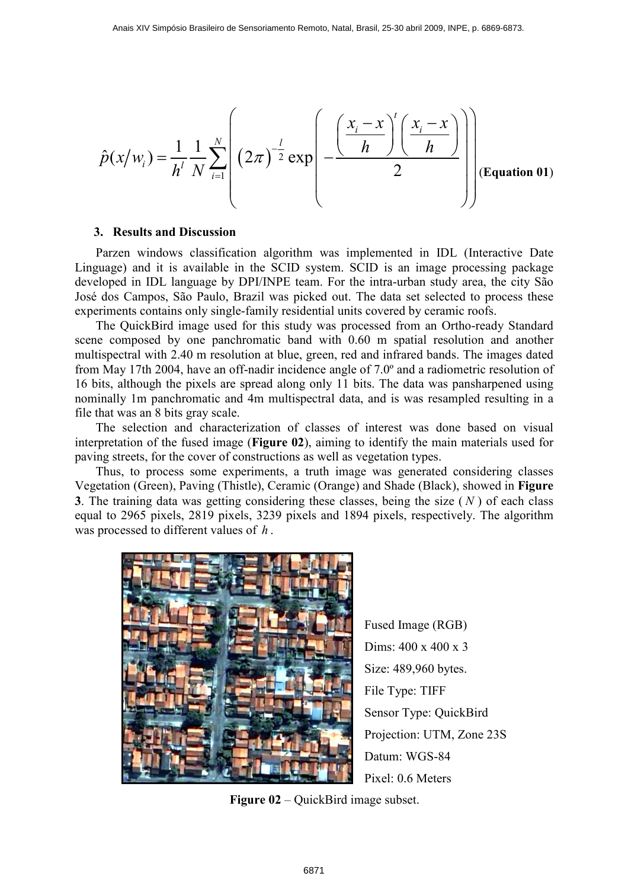$$\hat{p}(x/w_i) = \frac{1}{h^l}\frac{1}{N}\sum_{i=1}^{N}\left((2\pi)^{-\frac{l}{2}} \exp\left(-\frac{\left(\frac{x_i - x}{h}\right)^t\left(\frac{x_i - x}{h}\right)}{2}\right)\right) \quad \textbf{(Equation 01)}$$

### 3. Results and Discussion

Parzen windows classification algorithm was implemented in IDL (Interactive Date Linguage) and it is available in the SCID system. SCID is an image processing package developed in IDL language by DPI/INPE team. For the intra-urban study area, the city São José dos Campos, São Paulo, Brazil was picked out. The data set selected to process these experiments contains only single-family residential units covered by ceramic roofs.

The QuickBird image used for this study was processed from an Ortho-ready Standard scene composed by one panchromatic band with 0.60 m spatial resolution and another multispectral with 2.40 m resolution at blue, green, red and infrared bands. The images dated from May 17th 2004, have an off-nadir incidence angle of 7.0º and a radiometric resolution of 16 bits, although the pixels are spread along only 11 bits. The data was pansharpened using nominally 1m panchromatic and 4m multispectral data, and is was resampled resulting in a file that was an 8 bits gray scale.

The selection and characterization of classes of interest was done based on visual interpretation of the fused image (**Figure 02**), aiming to identify the main materials used for paving streets, for the cover of constructions as well as vegetation types.

Thus, to process some experiments, a truth image was generated considering classes Vegetation (Green), Paving (Thistle), Ceramic (Orange) and Shade (Black), showed in **Figure 3**. The training data was getting considering these classes, being the size ( $N$ ) of each class equal to 2965 pixels, 2819 pixels, 3239 pixels and 1894 pixels, respectively. The algorithm was processed to different values of $h$.

Fused Image (RGB)
Dims: 400 x 400 x 3
Size: 489,960 bytes.
File Type: TIFF
Sensor Type: QuickBird
Projection: UTM, Zone 23S
Datum: WGS-84
Pixel: 0.6 Meters

**Figure 02** – QuickBird image subset.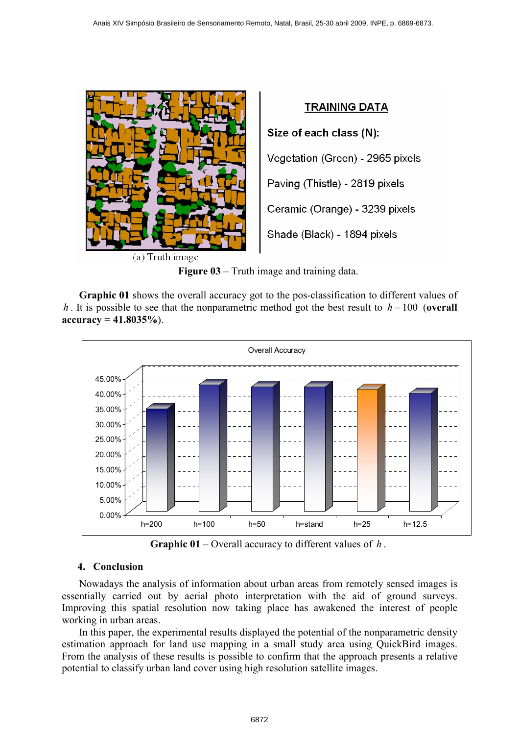(a) Truth image

**TRAINING DATA**

Size of each class (N):

Vegetation (Green) - 2965 pixels

Paving (Thistle) - 2819 pixels

Ceramic (Orange) - 3239 pixels

Shade (Black) - 1894 pixels

**Figure 03** – Truth image and training data.

**Graphic 01** shows the overall accuracy got to the pos-classification to different values of $h$. It is possible to see that the nonparametric method got the best result to $h = 100$ (**overall accuracy = 41.8035%**).

**Graphic 01** – Overall accuracy to different values of $h$.

## 4. Conclusion

Nowadays the analysis of information about urban areas from remotely sensed images is essentially carried out by aerial photo interpretation with the aid of ground surveys. Improving this spatial resolution now taking place has awakened the interest of people working in urban areas.

In this paper, the experimental results displayed the potential of the nonparametric density estimation approach for land use mapping in a small study area using QuickBird images. From the analysis of these results is possible to confirm that the approach presents a relative potential to classify urban land cover using high resolution satellite images.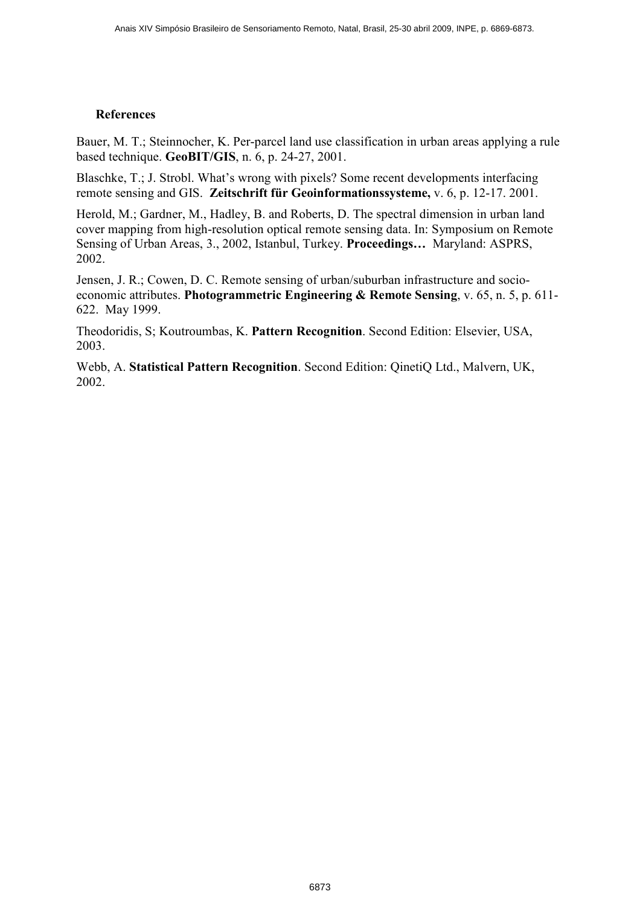## References

Bauer, M. T.; Steinnocher, K. Per-parcel land use classification in urban areas applying a rule based technique. **GeoBIT/GIS**, n. 6, p. 24-27, 2001.

Blaschke, T.; J. Strobl. What's wrong with pixels? Some recent developments interfacing remote sensing and GIS. **Zeitschrift für Geoinformationssysteme,** v. 6, p. 12-17. 2001.

Herold, M.; Gardner, M., Hadley, B. and Roberts, D. The spectral dimension in urban land cover mapping from high-resolution optical remote sensing data. In: Symposium on Remote Sensing of Urban Areas, 3., 2002, Istanbul, Turkey. **Proceedings…** Maryland: ASPRS, 2002.

Jensen, J. R.; Cowen, D. C. Remote sensing of urban/suburban infrastructure and socio-economic attributes. **Photogrammetric Engineering & Remote Sensing**, v. 65, n. 5, p. 611-622. May 1999.

Theodoridis, S; Koutroumbas, K. **Pattern Recognition**. Second Edition: Elsevier, USA, 2003.

Webb, A. **Statistical Pattern Recognition**. Second Edition: QinetiQ Ltd., Malvern, UK, 2002.